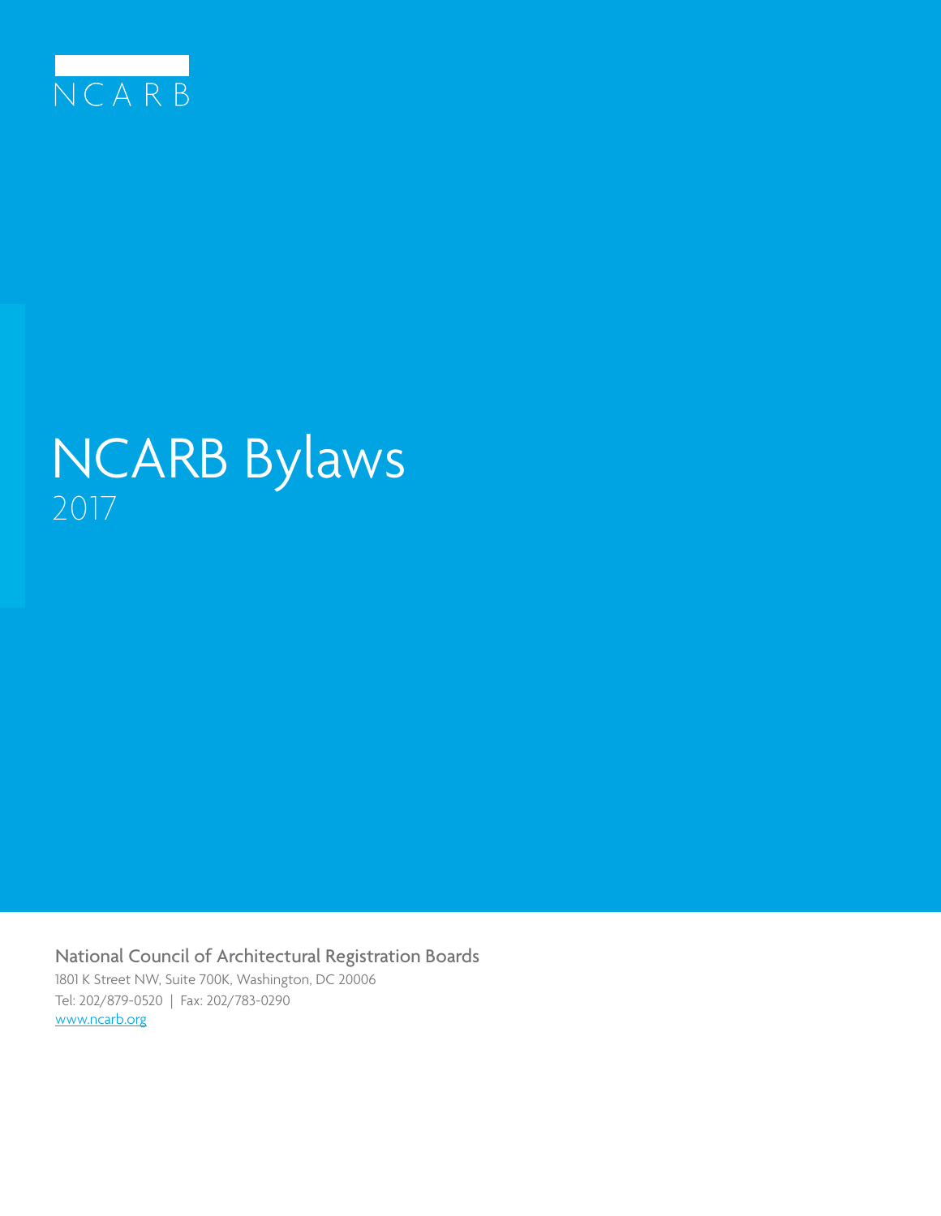NCARB

# NCARB Bylaws

2017

National Council of Architectural Registration Boards

1801 K Street NW, Suite 700K, Washington, DC 20006

Tel: 202/879-0520 | Fax: 202/783-0290

www.ncarb.org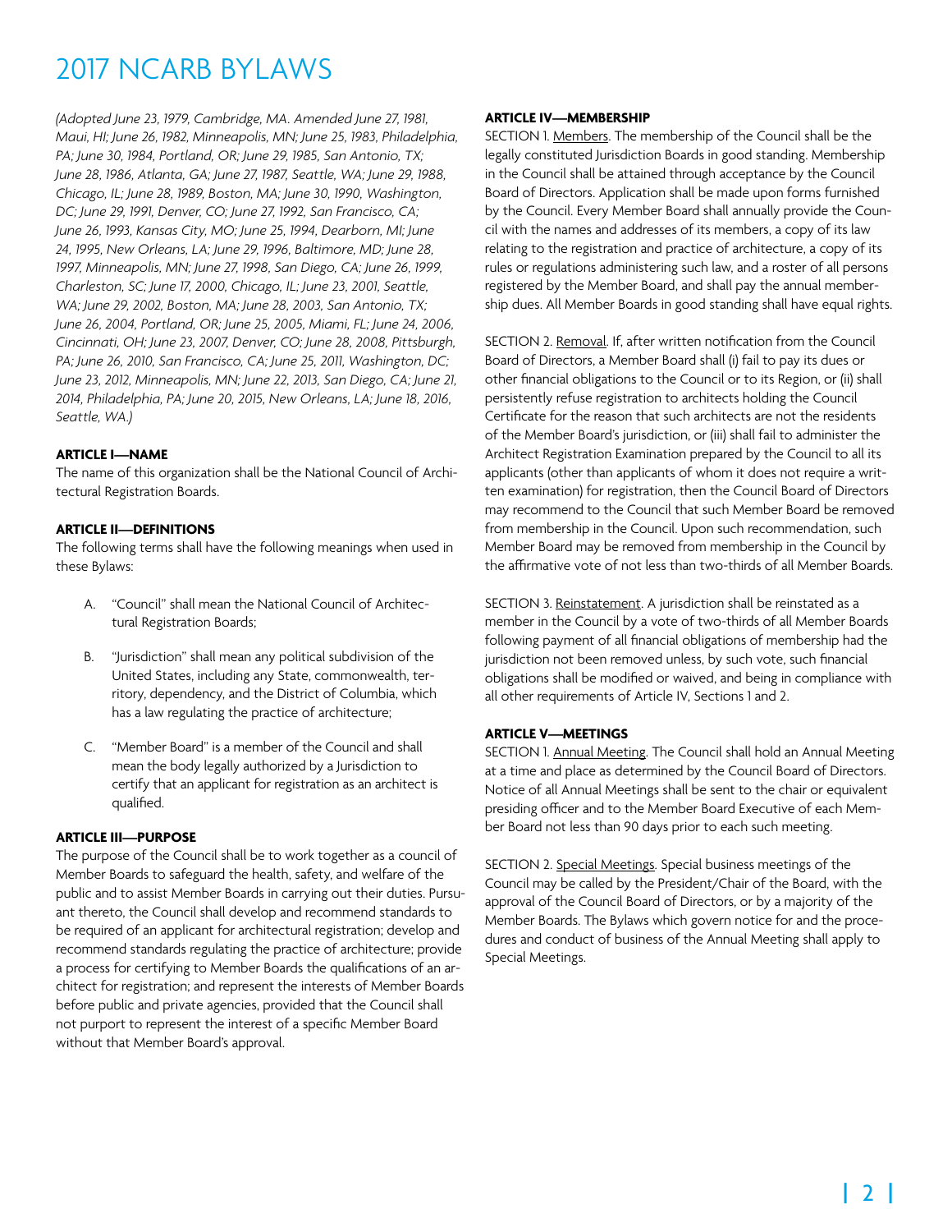# 2017 NCARB BYLAWS

*(Adopted June 23, 1979, Cambridge, MA. Amended June 27, 1981, Maui, HI; June 26, 1982, Minneapolis, MN; June 25, 1983, Philadelphia, PA; June 30, 1984, Portland, OR; June 29, 1985, San Antonio, TX; June 28, 1986, Atlanta, GA; June 27, 1987, Seattle, WA; June 29, 1988, Chicago, IL; June 28, 1989, Boston, MA; June 30, 1990, Washington, DC; June 29, 1991, Denver, CO; June 27, 1992, San Francisco, CA; June 26, 1993, Kansas City, MO; June 25, 1994, Dearborn, MI; June 24, 1995, New Orleans, LA; June 29, 1996, Baltimore, MD; June 28, 1997, Minneapolis, MN; June 27, 1998, San Diego, CA; June 26, 1999, Charleston, SC; June 17, 2000, Chicago, IL; June 23, 2001, Seattle, WA; June 29, 2002, Boston, MA; June 28, 2003, San Antonio, TX; June 26, 2004, Portland, OR; June 25, 2005, Miami, FL; June 24, 2006, Cincinnati, OH; June 23, 2007, Denver, CO; June 28, 2008, Pittsburgh, PA; June 26, 2010, San Francisco, CA; June 25, 2011, Washington, DC; June 23, 2012, Minneapolis, MN; June 22, 2013, San Diego, CA; June 21, 2014, Philadelphia, PA; June 20, 2015, New Orleans, LA; June 18, 2016, Seattle, WA.)*

### ARTICLE I—NAME

The name of this organization shall be the National Council of Architectural Registration Boards.

### ARTICLE II—DEFINITIONS

The following terms shall have the following meanings when used in these Bylaws:

A. "Council" shall mean the National Council of Architectural Registration Boards;

B. "Jurisdiction" shall mean any political subdivision of the United States, including any State, commonwealth, territory, dependency, and the District of Columbia, which has a law regulating the practice of architecture;

C. "Member Board" is a member of the Council and shall mean the body legally authorized by a Jurisdiction to certify that an applicant for registration as an architect is qualified.

### ARTICLE III—PURPOSE

The purpose of the Council shall be to work together as a council of Member Boards to safeguard the health, safety, and welfare of the public and to assist Member Boards in carrying out their duties. Pursuant thereto, the Council shall develop and recommend standards to be required of an applicant for architectural registration; develop and recommend standards regulating the practice of architecture; provide a process for certifying to Member Boards the qualifications of an architect for registration; and represent the interests of Member Boards before public and private agencies, provided that the Council shall not purport to represent the interest of a specific Member Board without that Member Board's approval.

### ARTICLE IV—MEMBERSHIP

SECTION 1. Members. The membership of the Council shall be the legally constituted Jurisdiction Boards in good standing. Membership in the Council shall be attained through acceptance by the Council Board of Directors. Application shall be made upon forms furnished by the Council. Every Member Board shall annually provide the Council with the names and addresses of its members, a copy of its law relating to the registration and practice of architecture, a copy of its rules or regulations administering such law, and a roster of all persons registered by the Member Board, and shall pay the annual membership dues. All Member Boards in good standing shall have equal rights.

SECTION 2. Removal. If, after written notification from the Council Board of Directors, a Member Board shall (i) fail to pay its dues or other financial obligations to the Council or to its Region, or (ii) shall persistently refuse registration to architects holding the Council Certificate for the reason that such architects are not the residents of the Member Board's jurisdiction, or (iii) shall fail to administer the Architect Registration Examination prepared by the Council to all its applicants (other than applicants of whom it does not require a written examination) for registration, then the Council Board of Directors may recommend to the Council that such Member Board be removed from membership in the Council. Upon such recommendation, such Member Board may be removed from membership in the Council by the affirmative vote of not less than two-thirds of all Member Boards.

SECTION 3. Reinstatement. A jurisdiction shall be reinstated as a member in the Council by a vote of two-thirds of all Member Boards following payment of all financial obligations of membership had the jurisdiction not been removed unless, by such vote, such financial obligations shall be modified or waived, and being in compliance with all other requirements of Article IV, Sections 1 and 2.

### ARTICLE V—MEETINGS

SECTION 1. Annual Meeting. The Council shall hold an Annual Meeting at a time and place as determined by the Council Board of Directors. Notice of all Annual Meetings shall be sent to the chair or equivalent presiding officer and to the Member Board Executive of each Member Board not less than 90 days prior to each such meeting.

SECTION 2. Special Meetings. Special business meetings of the Council may be called by the President/Chair of the Board, with the approval of the Council Board of Directors, or by a majority of the Member Boards. The Bylaws which govern notice for and the procedures and conduct of business of the Annual Meeting shall apply to Special Meetings.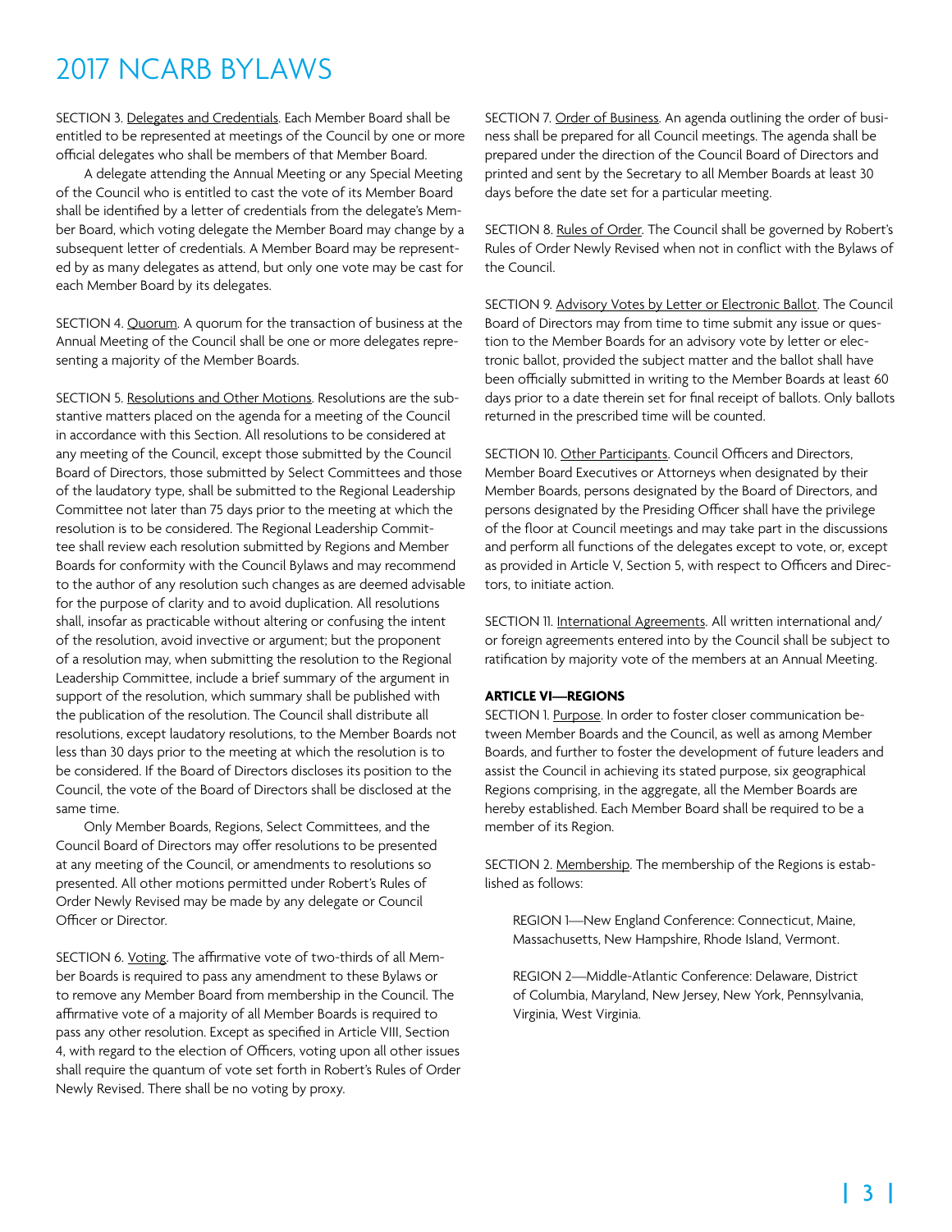SECTION 3. Delegates and Credentials. Each Member Board shall be entitled to be represented at meetings of the Council by one or more official delegates who shall be members of that Member Board.

A delegate attending the Annual Meeting or any Special Meeting of the Council who is entitled to cast the vote of its Member Board shall be identified by a letter of credentials from the delegate's Member Board, which voting delegate the Member Board may change by a subsequent letter of credentials. A Member Board may be represented by as many delegates as attend, but only one vote may be cast for each Member Board by its delegates.

SECTION 4. Quorum. A quorum for the transaction of business at the Annual Meeting of the Council shall be one or more delegates representing a majority of the Member Boards.

SECTION 5. Resolutions and Other Motions. Resolutions are the substantive matters placed on the agenda for a meeting of the Council in accordance with this Section. All resolutions to be considered at any meeting of the Council, except those submitted by the Council Board of Directors, those submitted by Select Committees and those of the laudatory type, shall be submitted to the Regional Leadership Committee not later than 75 days prior to the meeting at which the resolution is to be considered. The Regional Leadership Committee shall review each resolution submitted by Regions and Member Boards for conformity with the Council Bylaws and may recommend to the author of any resolution such changes as are deemed advisable for the purpose of clarity and to avoid duplication. All resolutions shall, insofar as practicable without altering or confusing the intent of the resolution, avoid invective or argument; but the proponent of a resolution may, when submitting the resolution to the Regional Leadership Committee, include a brief summary of the argument in support of the resolution, which summary shall be published with the publication of the resolution. The Council shall distribute all resolutions, except laudatory resolutions, to the Member Boards not less than 30 days prior to the meeting at which the resolution is to be considered. If the Board of Directors discloses its position to the Council, the vote of the Board of Directors shall be disclosed at the same time.

Only Member Boards, Regions, Select Committees, and the Council Board of Directors may offer resolutions to be presented at any meeting of the Council, or amendments to resolutions so presented. All other motions permitted under Robert's Rules of Order Newly Revised may be made by any delegate or Council Officer or Director.

SECTION 6. Voting. The affirmative vote of two-thirds of all Member Boards is required to pass any amendment to these Bylaws or to remove any Member Board from membership in the Council. The affirmative vote of a majority of all Member Boards is required to pass any other resolution. Except as specified in Article VIII, Section 4, with regard to the election of Officers, voting upon all other issues shall require the quantum of vote set forth in Robert's Rules of Order Newly Revised. There shall be no voting by proxy.

SECTION 7. Order of Business. An agenda outlining the order of business shall be prepared for all Council meetings. The agenda shall be prepared under the direction of the Council Board of Directors and printed and sent by the Secretary to all Member Boards at least 30 days before the date set for a particular meeting.

SECTION 8. Rules of Order. The Council shall be governed by Robert's Rules of Order Newly Revised when not in conflict with the Bylaws of the Council.

SECTION 9. Advisory Votes by Letter or Electronic Ballot. The Council Board of Directors may from time to time submit any issue or question to the Member Boards for an advisory vote by letter or electronic ballot, provided the subject matter and the ballot shall have been officially submitted in writing to the Member Boards at least 60 days prior to a date therein set for final receipt of ballots. Only ballots returned in the prescribed time will be counted.

SECTION 10. Other Participants. Council Officers and Directors, Member Board Executives or Attorneys when designated by their Member Boards, persons designated by the Board of Directors, and persons designated by the Presiding Officer shall have the privilege of the floor at Council meetings and may take part in the discussions and perform all functions of the delegates except to vote, or, except as provided in Article V, Section 5, with respect to Officers and Directors, to initiate action.

SECTION 11. International Agreements. All written international and/or foreign agreements entered into by the Council shall be subject to ratification by majority vote of the members at an Annual Meeting.

**ARTICLE VI—REGIONS**

SECTION 1. Purpose. In order to foster closer communication between Member Boards and the Council, as well as among Member Boards, and further to foster the development of future leaders and assist the Council in achieving its stated purpose, six geographical Regions comprising, in the aggregate, all the Member Boards are hereby established. Each Member Board shall be required to be a member of its Region.

SECTION 2. Membership. The membership of the Regions is established as follows:

REGION 1—New England Conference: Connecticut, Maine, Massachusetts, New Hampshire, Rhode Island, Vermont.

REGION 2—Middle-Atlantic Conference: Delaware, District of Columbia, Maryland, New Jersey, New York, Pennsylvania, Virginia, West Virginia.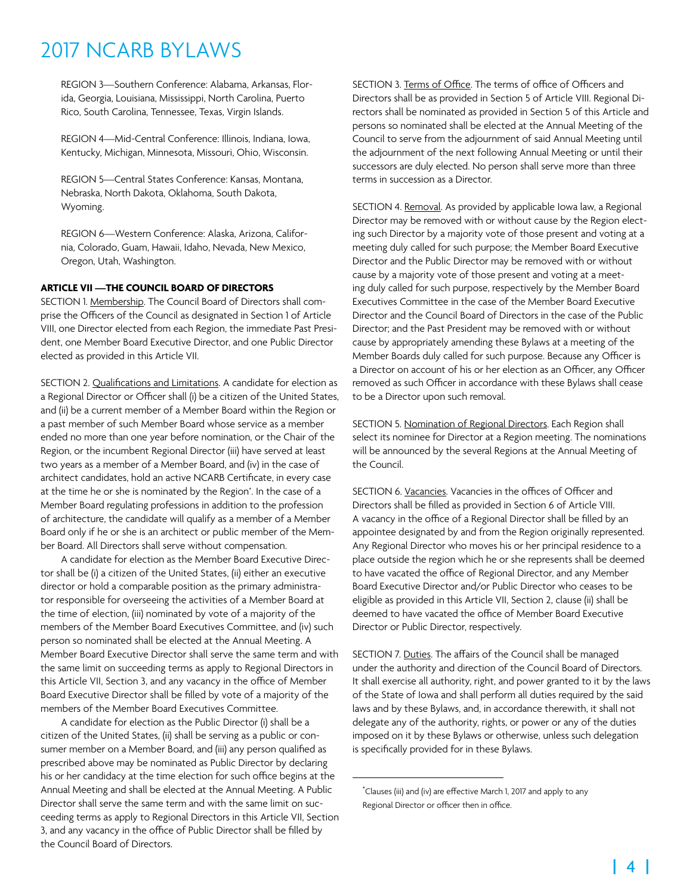REGION 3—Southern Conference: Alabama, Arkansas, Florida, Georgia, Louisiana, Mississippi, North Carolina, Puerto Rico, South Carolina, Tennessee, Texas, Virgin Islands.

REGION 4—Mid-Central Conference: Illinois, Indiana, Iowa, Kentucky, Michigan, Minnesota, Missouri, Ohio, Wisconsin.

REGION 5—Central States Conference: Kansas, Montana, Nebraska, North Dakota, Oklahoma, South Dakota, Wyoming.

REGION 6—Western Conference: Alaska, Arizona, California, Colorado, Guam, Hawaii, Idaho, Nevada, New Mexico, Oregon, Utah, Washington.

**ARTICLE VII —THE COUNCIL BOARD OF DIRECTORS**

SECTION 1. Membership. The Council Board of Directors shall comprise the Officers of the Council as designated in Section 1 of Article VIII, one Director elected from each Region, the immediate Past President, one Member Board Executive Director, and one Public Director elected as provided in this Article VII.

SECTION 2. Qualifications and Limitations. A candidate for election as a Regional Director or Officer shall (i) be a citizen of the United States, and (ii) be a current member of a Member Board within the Region or a past member of such Member Board whose service as a member ended no more than one year before nomination, or the Chair of the Region, or the incumbent Regional Director (iii) have served at least two years as a member of a Member Board, and (iv) in the case of architect candidates, hold an active NCARB Certificate, in every case at the time he or she is nominated by the Region*. In the case of a Member Board regulating professions in addition to the profession of architecture, the candidate will qualify as a member of a Member Board only if he or she is an architect or public member of the Member Board. All Directors shall serve without compensation.

A candidate for election as the Member Board Executive Director shall be (i) a citizen of the United States, (ii) either an executive director or hold a comparable position as the primary administrator responsible for overseeing the activities of a Member Board at the time of election, (iii) nominated by vote of a majority of the members of the Member Board Executives Committee, and (iv) such person so nominated shall be elected at the Annual Meeting. A Member Board Executive Director shall serve the same term and with the same limit on succeeding terms as apply to Regional Directors in this Article VII, Section 3, and any vacancy in the office of Member Board Executive Director shall be filled by vote of a majority of the members of the Member Board Executives Committee.

A candidate for election as the Public Director (i) shall be a citizen of the United States, (ii) shall be serving as a public or consumer member on a Member Board, and (iii) any person qualified as prescribed above may be nominated as Public Director by declaring his or her candidacy at the time election for such office begins at the Annual Meeting and shall be elected at the Annual Meeting. A Public Director shall serve the same term and with the same limit on succeeding terms as apply to Regional Directors in this Article VII, Section 3, and any vacancy in the office of Public Director shall be filled by the Council Board of Directors.

SECTION 3. Terms of Office. The terms of office of Officers and Directors shall be as provided in Section 5 of Article VIII. Regional Directors shall be nominated as provided in Section 5 of this Article and persons so nominated shall be elected at the Annual Meeting of the Council to serve from the adjournment of said Annual Meeting until the adjournment of the next following Annual Meeting or until their successors are duly elected. No person shall serve more than three terms in succession as a Director.

SECTION 4. Removal. As provided by applicable Iowa law, a Regional Director may be removed with or without cause by the Region electing such Director by a majority vote of those present and voting at a meeting duly called for such purpose; the Member Board Executive Director and the Public Director may be removed with or without cause by a majority vote of those present and voting at a meeting duly called for such purpose, respectively by the Member Board Executives Committee in the case of the Member Board Executive Director and the Council Board of Directors in the case of the Public Director; and the Past President may be removed with or without cause by appropriately amending these Bylaws at a meeting of the Member Boards duly called for such purpose. Because any Officer is a Director on account of his or her election as an Officer, any Officer removed as such Officer in accordance with these Bylaws shall cease to be a Director upon such removal.

SECTION 5. Nomination of Regional Directors. Each Region shall select its nominee for Director at a Region meeting. The nominations will be announced by the several Regions at the Annual Meeting of the Council.

SECTION 6. Vacancies. Vacancies in the offices of Officer and Directors shall be filled as provided in Section 6 of Article VIII. A vacancy in the office of a Regional Director shall be filled by an appointee designated by and from the Region originally represented. Any Regional Director who moves his or her principal residence to a place outside the region which he or she represents shall be deemed to have vacated the office of Regional Director, and any Member Board Executive Director and/or Public Director who ceases to be eligible as provided in this Article VII, Section 2, clause (ii) shall be deemed to have vacated the office of Member Board Executive Director or Public Director, respectively.

SECTION 7. Duties. The affairs of the Council shall be managed under the authority and direction of the Council Board of Directors. It shall exercise all authority, right, and power granted to it by the laws of the State of Iowa and shall perform all duties required by the said laws and by these Bylaws, and, in accordance therewith, it shall not delegate any of the authority, rights, or power or any of the duties imposed on it by these Bylaws or otherwise, unless such delegation is specifically provided for in these Bylaws.

---

*Clauses (iii) and (iv) are effective March 1, 2017 and apply to any Regional Director or officer then in office.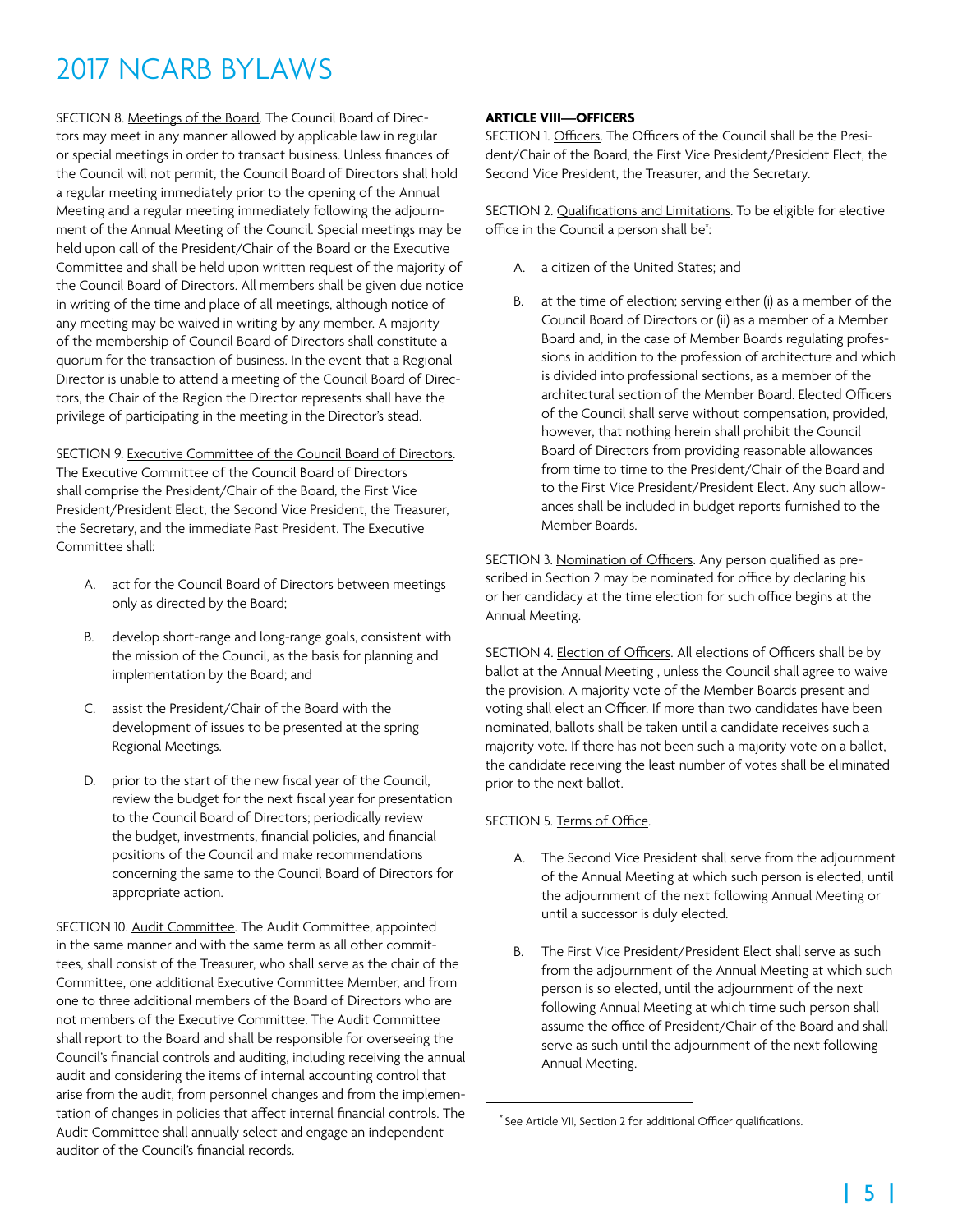SECTION 8. Meetings of the Board. The Council Board of Directors may meet in any manner allowed by applicable law in regular or special meetings in order to transact business. Unless finances of the Council will not permit, the Council Board of Directors shall hold a regular meeting immediately prior to the opening of the Annual Meeting and a regular meeting immediately following the adjournment of the Annual Meeting of the Council. Special meetings may be held upon call of the President/Chair of the Board or the Executive Committee and shall be held upon written request of the majority of the Council Board of Directors. All members shall be given due notice in writing of the time and place of all meetings, although notice of any meeting may be waived in writing by any member. A majority of the membership of Council Board of Directors shall constitute a quorum for the transaction of business. In the event that a Regional Director is unable to attend a meeting of the Council Board of Directors, the Chair of the Region the Director represents shall have the privilege of participating in the meeting in the Director's stead.

SECTION 9. Executive Committee of the Council Board of Directors. The Executive Committee of the Council Board of Directors shall comprise the President/Chair of the Board, the First Vice President/President Elect, the Second Vice President, the Treasurer, the Secretary, and the immediate Past President. The Executive Committee shall:

A. act for the Council Board of Directors between meetings only as directed by the Board;

B. develop short-range and long-range goals, consistent with the mission of the Council, as the basis for planning and implementation by the Board; and

C. assist the President/Chair of the Board with the development of issues to be presented at the spring Regional Meetings.

D. prior to the start of the new fiscal year of the Council, review the budget for the next fiscal year for presentation to the Council Board of Directors; periodically review the budget, investments, financial policies, and financial positions of the Council and make recommendations concerning the same to the Council Board of Directors for appropriate action.

SECTION 10. Audit Committee. The Audit Committee, appointed in the same manner and with the same term as all other committees, shall consist of the Treasurer, who shall serve as the chair of the Committee, one additional Executive Committee Member, and from one to three additional members of the Board of Directors who are not members of the Executive Committee. The Audit Committee shall report to the Board and shall be responsible for overseeing the Council's financial controls and auditing, including receiving the annual audit and considering the items of internal accounting control that arise from the audit, from personnel changes and from the implementation of changes in policies that affect internal financial controls. The Audit Committee shall annually select and engage an independent auditor of the Council's financial records.

**ARTICLE VIII—OFFICERS**

SECTION 1. Officers. The Officers of the Council shall be the President/Chair of the Board, the First Vice President/President Elect, the Second Vice President, the Treasurer, and the Secretary.

SECTION 2. Qualifications and Limitations. To be eligible for elective office in the Council a person shall be*:

A. a citizen of the United States; and

B. at the time of election; serving either (i) as a member of the Council Board of Directors or (ii) as a member of a Member Board and, in the case of Member Boards regulating professions in addition to the profession of architecture and which is divided into professional sections, as a member of the architectural section of the Member Board. Elected Officers of the Council shall serve without compensation, provided, however, that nothing herein shall prohibit the Council Board of Directors from providing reasonable allowances from time to time to the President/Chair of the Board and to the First Vice President/President Elect. Any such allowances shall be included in budget reports furnished to the Member Boards.

SECTION 3. Nomination of Officers. Any person qualified as prescribed in Section 2 may be nominated for office by declaring his or her candidacy at the time election for such office begins at the Annual Meeting.

SECTION 4. Election of Officers. All elections of Officers shall be by ballot at the Annual Meeting , unless the Council shall agree to waive the provision. A majority vote of the Member Boards present and voting shall elect an Officer. If more than two candidates have been nominated, ballots shall be taken until a candidate receives such a majority vote. If there has not been such a majority vote on a ballot, the candidate receiving the least number of votes shall be eliminated prior to the next ballot.

SECTION 5. Terms of Office.

A. The Second Vice President shall serve from the adjournment of the Annual Meeting at which such person is elected, until the adjournment of the next following Annual Meeting or until a successor is duly elected.

B. The First Vice President/President Elect shall serve as such from the adjournment of the Annual Meeting at which such person is so elected, until the adjournment of the next following Annual Meeting at which time such person shall assume the office of President/Chair of the Board and shall serve as such until the adjournment of the next following Annual Meeting.

* See Article VII, Section 2 for additional Officer qualifications.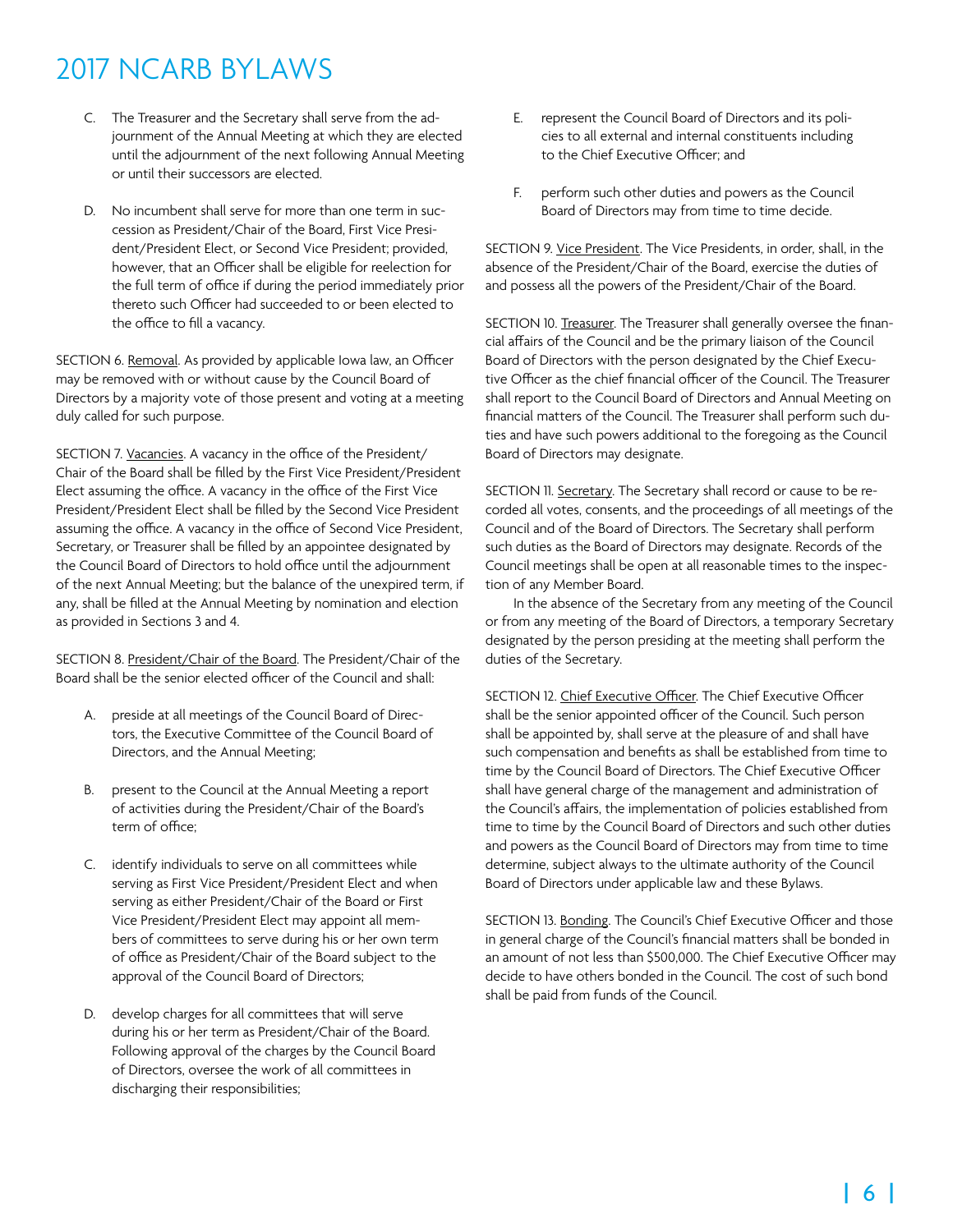C. The Treasurer and the Secretary shall serve from the adjournment of the Annual Meeting at which they are elected until the adjournment of the next following Annual Meeting or until their successors are elected.

D. No incumbent shall serve for more than one term in succession as President/Chair of the Board, First Vice President/President Elect, or Second Vice President; provided, however, that an Officer shall be eligible for reelection for the full term of office if during the period immediately prior thereto such Officer had succeeded to or been elected to the office to fill a vacancy.

SECTION 6. Removal. As provided by applicable Iowa law, an Officer may be removed with or without cause by the Council Board of Directors by a majority vote of those present and voting at a meeting duly called for such purpose.

SECTION 7. Vacancies. A vacancy in the office of the President/Chair of the Board shall be filled by the First Vice President/President Elect assuming the office. A vacancy in the office of the First Vice President/President Elect shall be filled by the Second Vice President assuming the office. A vacancy in the office of Second Vice President, Secretary, or Treasurer shall be filled by an appointee designated by the Council Board of Directors to hold office until the adjournment of the next Annual Meeting; but the balance of the unexpired term, if any, shall be filled at the Annual Meeting by nomination and election as provided in Sections 3 and 4.

SECTION 8. President/Chair of the Board. The President/Chair of the Board shall be the senior elected officer of the Council and shall:

A. preside at all meetings of the Council Board of Directors, the Executive Committee of the Council Board of Directors, and the Annual Meeting;

B. present to the Council at the Annual Meeting a report of activities during the President/Chair of the Board's term of office;

C. identify individuals to serve on all committees while serving as First Vice President/President Elect and when serving as either President/Chair of the Board or First Vice President/President Elect may appoint all members of committees to serve during his or her own term of office as President/Chair of the Board subject to the approval of the Council Board of Directors;

D. develop charges for all committees that will serve during his or her term as President/Chair of the Board. Following approval of the charges by the Council Board of Directors, oversee the work of all committees in discharging their responsibilities;

E. represent the Council Board of Directors and its policies to all external and internal constituents including to the Chief Executive Officer; and

F. perform such other duties and powers as the Council Board of Directors may from time to time decide.

SECTION 9. Vice President. The Vice Presidents, in order, shall, in the absence of the President/Chair of the Board, exercise the duties of and possess all the powers of the President/Chair of the Board.

SECTION 10. Treasurer. The Treasurer shall generally oversee the financial affairs of the Council and be the primary liaison of the Council Board of Directors with the person designated by the Chief Executive Officer as the chief financial officer of the Council. The Treasurer shall report to the Council Board of Directors and Annual Meeting on financial matters of the Council. The Treasurer shall perform such duties and have such powers additional to the foregoing as the Council Board of Directors may designate.

SECTION 11. Secretary. The Secretary shall record or cause to be recorded all votes, consents, and the proceedings of all meetings of the Council and of the Board of Directors. The Secretary shall perform such duties as the Board of Directors may designate. Records of the Council meetings shall be open at all reasonable times to the inspection of any Member Board.

In the absence of the Secretary from any meeting of the Council or from any meeting of the Board of Directors, a temporary Secretary designated by the person presiding at the meeting shall perform the duties of the Secretary.

SECTION 12. Chief Executive Officer. The Chief Executive Officer shall be the senior appointed officer of the Council. Such person shall be appointed by, shall serve at the pleasure of and shall have such compensation and benefits as shall be established from time to time by the Council Board of Directors. The Chief Executive Officer shall have general charge of the management and administration of the Council's affairs, the implementation of policies established from time to time by the Council Board of Directors and such other duties and powers as the Council Board of Directors may from time to time determine, subject always to the ultimate authority of the Council Board of Directors under applicable law and these Bylaws.

SECTION 13. Bonding. The Council's Chief Executive Officer and those in general charge of the Council's financial matters shall be bonded in an amount of not less than $500,000. The Chief Executive Officer may decide to have others bonded in the Council. The cost of such bond shall be paid from funds of the Council.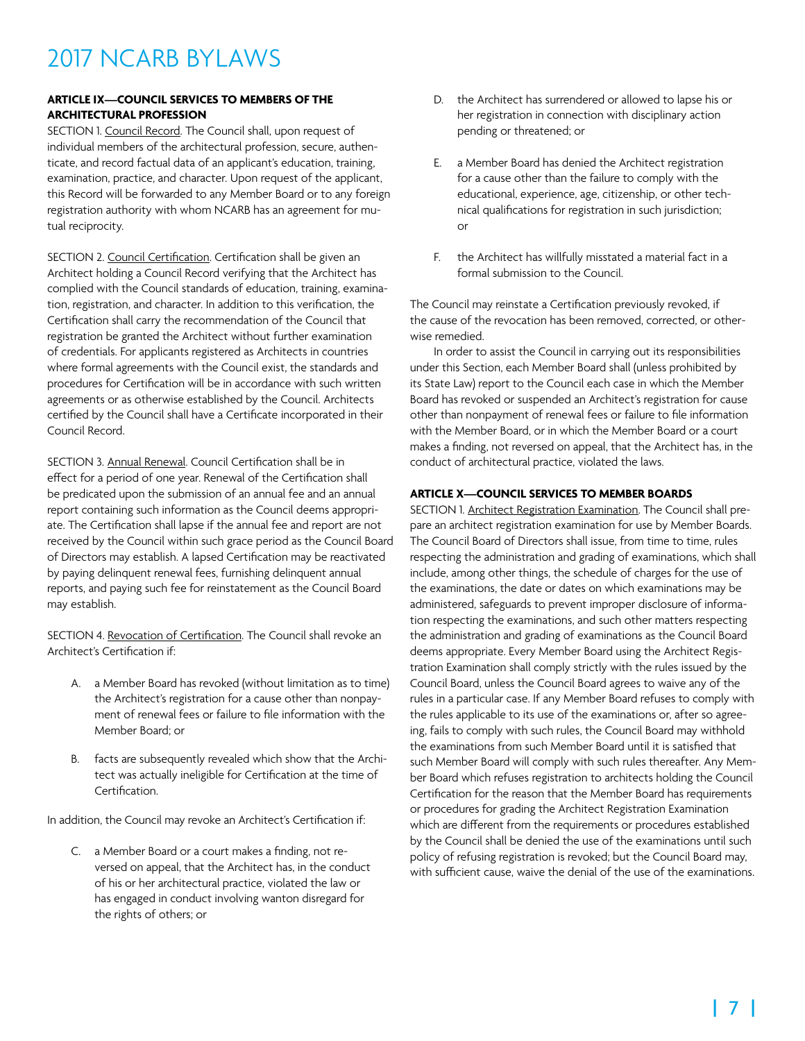## ARTICLE IX—COUNCIL SERVICES TO MEMBERS OF THE ARCHITECTURAL PROFESSION

SECTION 1. Council Record. The Council shall, upon request of individual members of the architectural profession, secure, authenticate, and record factual data of an applicant's education, training, examination, practice, and character. Upon request of the applicant, this Record will be forwarded to any Member Board or to any foreign registration authority with whom NCARB has an agreement for mutual reciprocity.

SECTION 2. Council Certification. Certification shall be given an Architect holding a Council Record verifying that the Architect has complied with the Council standards of education, training, examination, registration, and character. In addition to this verification, the Certification shall carry the recommendation of the Council that registration be granted the Architect without further examination of credentials. For applicants registered as Architects in countries where formal agreements with the Council exist, the standards and procedures for Certification will be in accordance with such written agreements or as otherwise established by the Council. Architects certified by the Council shall have a Certificate incorporated in their Council Record.

SECTION 3. Annual Renewal. Council Certification shall be in effect for a period of one year. Renewal of the Certification shall be predicated upon the submission of an annual fee and an annual report containing such information as the Council deems appropriate. The Certification shall lapse if the annual fee and report are not received by the Council within such grace period as the Council Board of Directors may establish. A lapsed Certification may be reactivated by paying delinquent renewal fees, furnishing delinquent annual reports, and paying such fee for reinstatement as the Council Board may establish.

SECTION 4. Revocation of Certification. The Council shall revoke an Architect's Certification if:

A. a Member Board has revoked (without limitation as to time) the Architect's registration for a cause other than nonpayment of renewal fees or failure to file information with the Member Board; or

B. facts are subsequently revealed which show that the Architect was actually ineligible for Certification at the time of Certification.

In addition, the Council may revoke an Architect's Certification if:

C. a Member Board or a court makes a finding, not reversed on appeal, that the Architect has, in the conduct of his or her architectural practice, violated the law or has engaged in conduct involving wanton disregard for the rights of others; or

D. the Architect has surrendered or allowed to lapse his or her registration in connection with disciplinary action pending or threatened; or

E. a Member Board has denied the Architect registration for a cause other than the failure to comply with the educational, experience, age, citizenship, or other technical qualifications for registration in such jurisdiction; or

F. the Architect has willfully misstated a material fact in a formal submission to the Council.

The Council may reinstate a Certification previously revoked, if the cause of the revocation has been removed, corrected, or otherwise remedied.

In order to assist the Council in carrying out its responsibilities under this Section, each Member Board shall (unless prohibited by its State Law) report to the Council each case in which the Member Board has revoked or suspended an Architect's registration for cause other than nonpayment of renewal fees or failure to file information with the Member Board, or in which the Member Board or a court makes a finding, not reversed on appeal, that the Architect has, in the conduct of architectural practice, violated the laws.

## ARTICLE X—COUNCIL SERVICES TO MEMBER BOARDS

SECTION 1. Architect Registration Examination. The Council shall prepare an architect registration examination for use by Member Boards. The Council Board of Directors shall issue, from time to time, rules respecting the administration and grading of examinations, which shall include, among other things, the schedule of charges for the use of the examinations, the date or dates on which examinations may be administered, safeguards to prevent improper disclosure of information respecting the examinations, and such other matters respecting the administration and grading of examinations as the Council Board deems appropriate. Every Member Board using the Architect Registration Examination shall comply strictly with the rules issued by the Council Board, unless the Council Board agrees to waive any of the rules in a particular case. If any Member Board refuses to comply with the rules applicable to its use of the examinations or, after so agreeing, fails to comply with such rules, the Council Board may withhold the examinations from such Member Board until it is satisfied that such Member Board will comply with such rules thereafter. Any Member Board which refuses registration to architects holding the Council Certification for the reason that the Member Board has requirements or procedures for grading the Architect Registration Examination which are different from the requirements or procedures established by the Council shall be denied the use of the examinations until such policy of refusing registration is revoked; but the Council Board may, with sufficient cause, waive the denial of the use of the examinations.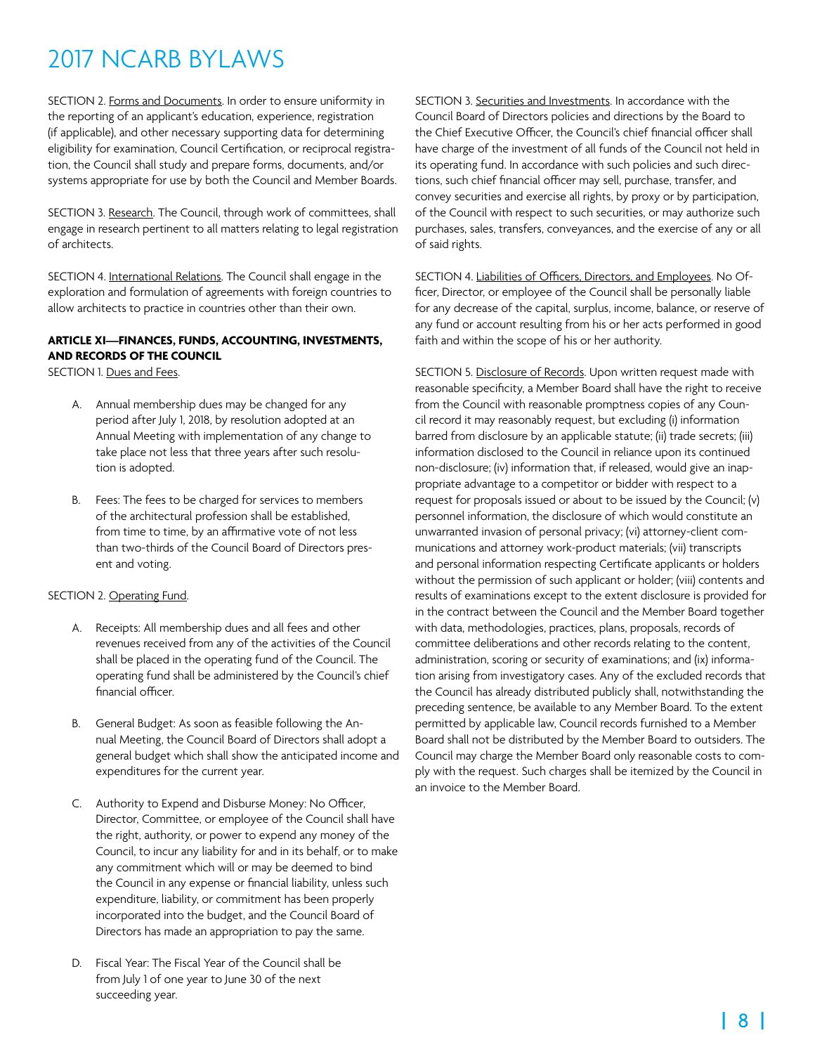SECTION 2. Forms and Documents. In order to ensure uniformity in the reporting of an applicant's education, experience, registration (if applicable), and other necessary supporting data for determining eligibility for examination, Council Certification, or reciprocal registration, the Council shall study and prepare forms, documents, and/or systems appropriate for use by both the Council and Member Boards.

SECTION 3. Research. The Council, through work of committees, shall engage in research pertinent to all matters relating to legal registration of architects.

SECTION 4. International Relations. The Council shall engage in the exploration and formulation of agreements with foreign countries to allow architects to practice in countries other than their own.

**ARTICLE XI—FINANCES, FUNDS, ACCOUNTING, INVESTMENTS, AND RECORDS OF THE COUNCIL**

SECTION 1. Dues and Fees.

A. Annual membership dues may be changed for any period after July 1, 2018, by resolution adopted at an Annual Meeting with implementation of any change to take place not less that three years after such resolution is adopted.

B. Fees: The fees to be charged for services to members of the architectural profession shall be established, from time to time, by an affirmative vote of not less than two-thirds of the Council Board of Directors present and voting.

SECTION 2. Operating Fund.

A. Receipts: All membership dues and all fees and other revenues received from any of the activities of the Council shall be placed in the operating fund of the Council. The operating fund shall be administered by the Council's chief financial officer.

B. General Budget: As soon as feasible following the Annual Meeting, the Council Board of Directors shall adopt a general budget which shall show the anticipated income and expenditures for the current year.

C. Authority to Expend and Disburse Money: No Officer, Director, Committee, or employee of the Council shall have the right, authority, or power to expend any money of the Council, to incur any liability for and in its behalf, or to make any commitment which will or may be deemed to bind the Council in any expense or financial liability, unless such expenditure, liability, or commitment has been properly incorporated into the budget, and the Council Board of Directors has made an appropriation to pay the same.

D. Fiscal Year: The Fiscal Year of the Council shall be from July 1 of one year to June 30 of the next succeeding year.

SECTION 3. Securities and Investments. In accordance with the Council Board of Directors policies and directions by the Board to the Chief Executive Officer, the Council's chief financial officer shall have charge of the investment of all funds of the Council not held in its operating fund. In accordance with such policies and such directions, such chief financial officer may sell, purchase, transfer, and convey securities and exercise all rights, by proxy or by participation, of the Council with respect to such securities, or may authorize such purchases, sales, transfers, conveyances, and the exercise of any or all of said rights.

SECTION 4. Liabilities of Officers, Directors, and Employees. No Officer, Director, or employee of the Council shall be personally liable for any decrease of the capital, surplus, income, balance, or reserve of any fund or account resulting from his or her acts performed in good faith and within the scope of his or her authority.

SECTION 5. Disclosure of Records. Upon written request made with reasonable specificity, a Member Board shall have the right to receive from the Council with reasonable promptness copies of any Council record it may reasonably request, but excluding (i) information barred from disclosure by an applicable statute; (ii) trade secrets; (iii) information disclosed to the Council in reliance upon its continued non-disclosure; (iv) information that, if released, would give an inappropriate advantage to a competitor or bidder with respect to a request for proposals issued or about to be issued by the Council; (v) personnel information, the disclosure of which would constitute an unwarranted invasion of personal privacy; (vi) attorney-client communications and attorney work-product materials; (vii) transcripts and personal information respecting Certificate applicants or holders without the permission of such applicant or holder; (viii) contents and results of examinations except to the extent disclosure is provided for in the contract between the Council and the Member Board together with data, methodologies, practices, plans, proposals, records of committee deliberations and other records relating to the content, administration, scoring or security of examinations; and (ix) information arising from investigatory cases. Any of the excluded records that the Council has already distributed publicly shall, notwithstanding the preceding sentence, be available to any Member Board. To the extent permitted by applicable law, Council records furnished to a Member Board shall not be distributed by the Member Board to outsiders. The Council may charge the Member Board only reasonable costs to comply with the request. Such charges shall be itemized by the Council in an invoice to the Member Board.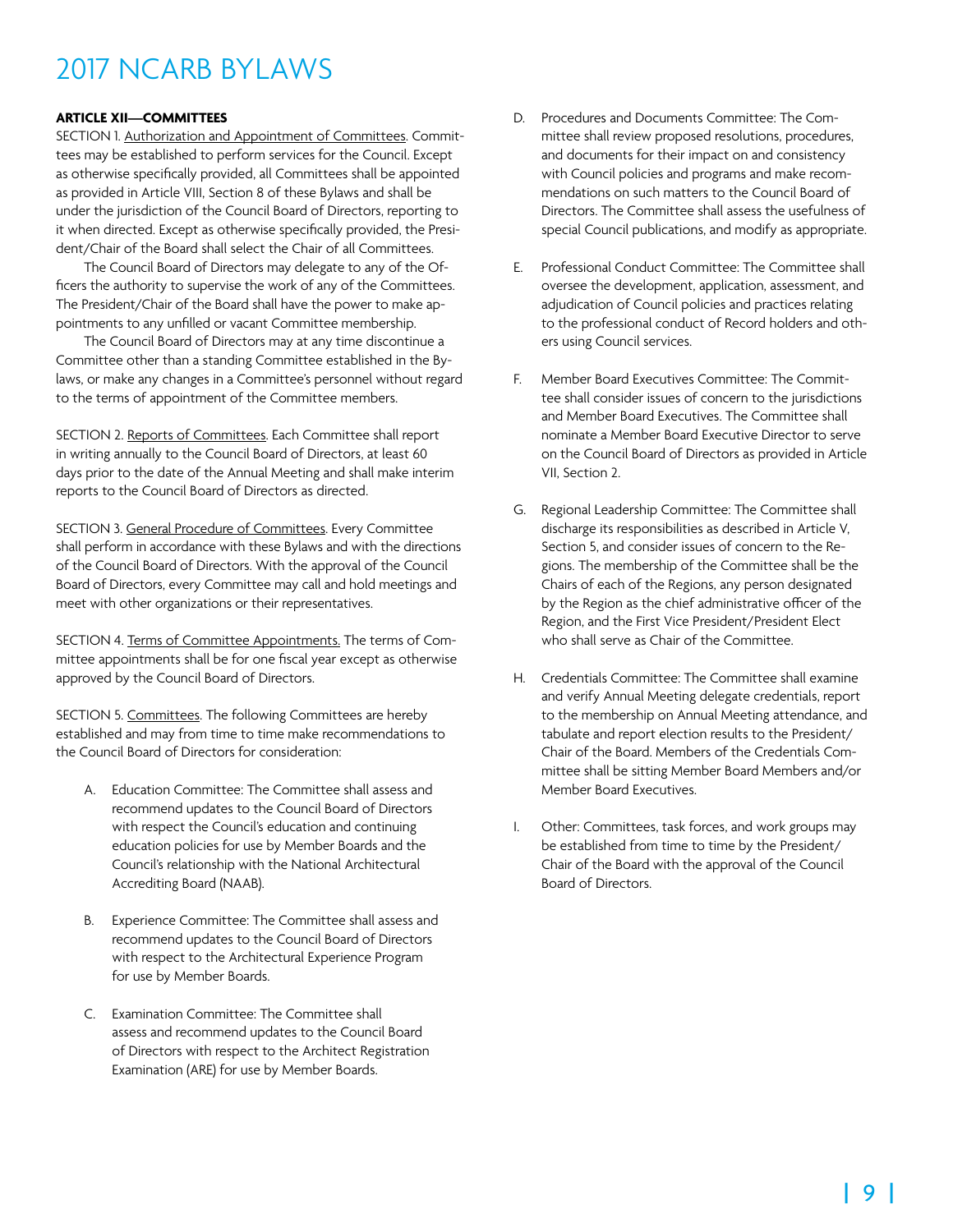# 2017 NCARB BYLAWS

**ARTICLE XII—COMMITTEES**

SECTION 1. Authorization and Appointment of Committees. Committees may be established to perform services for the Council. Except as otherwise specifically provided, all Committees shall be appointed as provided in Article VIII, Section 8 of these Bylaws and shall be under the jurisdiction of the Council Board of Directors, reporting to it when directed. Except as otherwise specifically provided, the President/Chair of the Board shall select the Chair of all Committees.

The Council Board of Directors may delegate to any of the Officers the authority to supervise the work of any of the Committees. The President/Chair of the Board shall have the power to make appointments to any unfilled or vacant Committee membership.

The Council Board of Directors may at any time discontinue a Committee other than a standing Committee established in the Bylaws, or make any changes in a Committee's personnel without regard to the terms of appointment of the Committee members.

SECTION 2. Reports of Committees. Each Committee shall report in writing annually to the Council Board of Directors, at least 60 days prior to the date of the Annual Meeting and shall make interim reports to the Council Board of Directors as directed.

SECTION 3. General Procedure of Committees. Every Committee shall perform in accordance with these Bylaws and with the directions of the Council Board of Directors. With the approval of the Council Board of Directors, every Committee may call and hold meetings and meet with other organizations or their representatives.

SECTION 4. Terms of Committee Appointments. The terms of Committee appointments shall be for one fiscal year except as otherwise approved by the Council Board of Directors.

SECTION 5. Committees. The following Committees are hereby established and may from time to time make recommendations to the Council Board of Directors for consideration:

A. Education Committee: The Committee shall assess and recommend updates to the Council Board of Directors with respect the Council's education and continuing education policies for use by Member Boards and the Council's relationship with the National Architectural Accrediting Board (NAAB).

B. Experience Committee: The Committee shall assess and recommend updates to the Council Board of Directors with respect to the Architectural Experience Program for use by Member Boards.

C. Examination Committee: The Committee shall assess and recommend updates to the Council Board of Directors with respect to the Architect Registration Examination (ARE) for use by Member Boards.

D. Procedures and Documents Committee: The Committee shall review proposed resolutions, procedures, and documents for their impact on and consistency with Council policies and programs and make recommendations on such matters to the Council Board of Directors. The Committee shall assess the usefulness of special Council publications, and modify as appropriate.

E. Professional Conduct Committee: The Committee shall oversee the development, application, assessment, and adjudication of Council policies and practices relating to the professional conduct of Record holders and others using Council services.

F. Member Board Executives Committee: The Committee shall consider issues of concern to the jurisdictions and Member Board Executives. The Committee shall nominate a Member Board Executive Director to serve on the Council Board of Directors as provided in Article VII, Section 2.

G. Regional Leadership Committee: The Committee shall discharge its responsibilities as described in Article V, Section 5, and consider issues of concern to the Regions. The membership of the Committee shall be the Chairs of each of the Regions, any person designated by the Region as the chief administrative officer of the Region, and the First Vice President/President Elect who shall serve as Chair of the Committee.

H. Credentials Committee: The Committee shall examine and verify Annual Meeting delegate credentials, report to the membership on Annual Meeting attendance, and tabulate and report election results to the President/Chair of the Board. Members of the Credentials Committee shall be sitting Member Board Members and/or Member Board Executives.

I. Other: Committees, task forces, and work groups may be established from time to time by the President/Chair of the Board with the approval of the Council Board of Directors.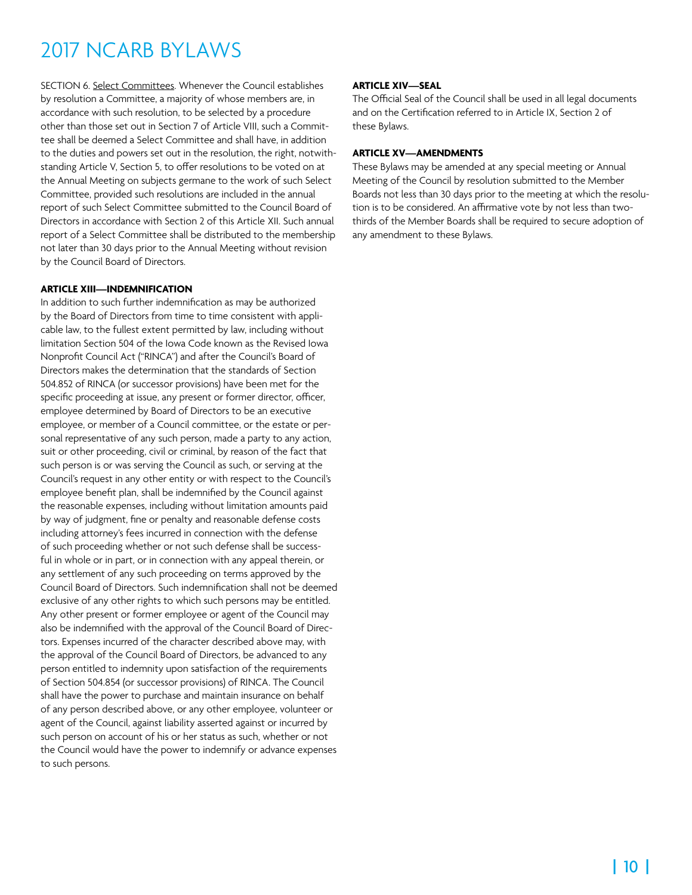SECTION 6. Select Committees. Whenever the Council establishes by resolution a Committee, a majority of whose members are, in accordance with such resolution, to be selected by a procedure other than those set out in Section 7 of Article VIII, such a Committee shall be deemed a Select Committee and shall have, in addition to the duties and powers set out in the resolution, the right, notwithstanding Article V, Section 5, to offer resolutions to be voted on at the Annual Meeting on subjects germane to the work of such Select Committee, provided such resolutions are included in the annual report of such Select Committee submitted to the Council Board of Directors in accordance with Section 2 of this Article XII. Such annual report of a Select Committee shall be distributed to the membership not later than 30 days prior to the Annual Meeting without revision by the Council Board of Directors.

**ARTICLE XIII—INDEMNIFICATION**

In addition to such further indemnification as may be authorized by the Board of Directors from time to time consistent with applicable law, to the fullest extent permitted by law, including without limitation Section 504 of the Iowa Code known as the Revised Iowa Nonprofit Council Act ("RINCA") and after the Council's Board of Directors makes the determination that the standards of Section 504.852 of RINCA (or successor provisions) have been met for the specific proceeding at issue, any present or former director, officer, employee determined by Board of Directors to be an executive employee, or member of a Council committee, or the estate or personal representative of any such person, made a party to any action, suit or other proceeding, civil or criminal, by reason of the fact that such person is or was serving the Council as such, or serving at the Council's request in any other entity or with respect to the Council's employee benefit plan, shall be indemnified by the Council against the reasonable expenses, including without limitation amounts paid by way of judgment, fine or penalty and reasonable defense costs including attorney's fees incurred in connection with the defense of such proceeding whether or not such defense shall be successful in whole or in part, or in connection with any appeal therein, or any settlement of any such proceeding on terms approved by the Council Board of Directors. Such indemnification shall not be deemed exclusive of any other rights to which such persons may be entitled. Any other present or former employee or agent of the Council may also be indemnified with the approval of the Council Board of Directors. Expenses incurred of the character described above may, with the approval of the Council Board of Directors, be advanced to any person entitled to indemnity upon satisfaction of the requirements of Section 504.854 (or successor provisions) of RINCA. The Council shall have the power to purchase and maintain insurance on behalf of any person described above, or any other employee, volunteer or agent of the Council, against liability asserted against or incurred by such person on account of his or her status as such, whether or not the Council would have the power to indemnify or advance expenses to such persons.

**ARTICLE XIV—SEAL**

The Official Seal of the Council shall be used in all legal documents and on the Certification referred to in Article IX, Section 2 of these Bylaws.

**ARTICLE XV—AMENDMENTS**

These Bylaws may be amended at any special meeting or Annual Meeting of the Council by resolution submitted to the Member Boards not less than 30 days prior to the meeting at which the resolution is to be considered. An affirmative vote by not less than two-thirds of the Member Boards shall be required to secure adoption of any amendment to these Bylaws.